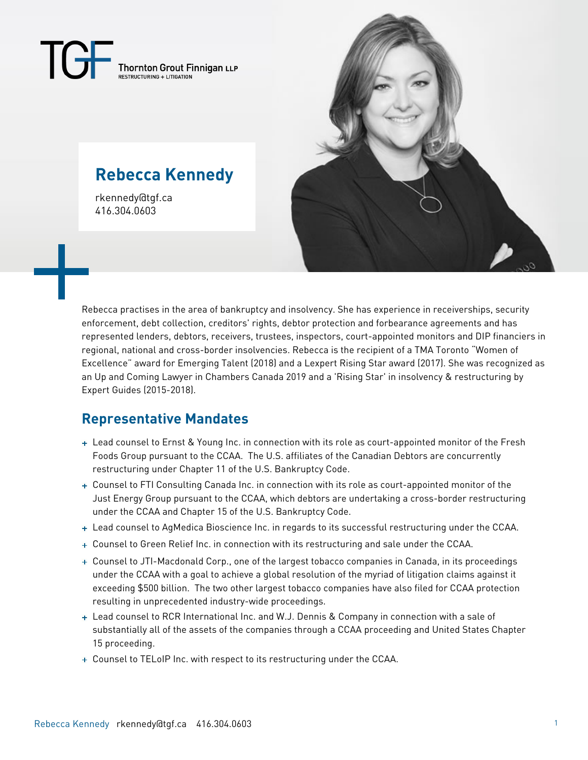TGF Thornton Grout Finnigan LLP
RESTRUCTURING + LITIGATION

# Rebecca Kennedy

rkennedy@tgf.ca
416.304.0603

Rebecca practises in the area of bankruptcy and insolvency. She has experience in receiverships, security enforcement, debt collection, creditors' rights, debtor protection and forbearance agreements and has represented lenders, debtors, receivers, trustees, inspectors, court-appointed monitors and DIP financiers in regional, national and cross-border insolvencies. Rebecca is the recipient of a TMA Toronto "Women of Excellence" award for Emerging Talent (2018) and a Lexpert Rising Star award (2017). She was recognized as an Up and Coming Lawyer in Chambers Canada 2019 and a 'Rising Star' in insolvency & restructuring by Expert Guides (2015-2018).

## Representative Mandates

- Lead counsel to Ernst & Young Inc. in connection with its role as court-appointed monitor of the Fresh Foods Group pursuant to the CCAA. The U.S. affiliates of the Canadian Debtors are concurrently restructuring under Chapter 11 of the U.S. Bankruptcy Code.
- Counsel to FTI Consulting Canada Inc. in connection with its role as court-appointed monitor of the Just Energy Group pursuant to the CCAA, which debtors are undertaking a cross-border restructuring under the CCAA and Chapter 15 of the U.S. Bankruptcy Code.
- Lead counsel to AgMedica Bioscience Inc. in regards to its successful restructuring under the CCAA.
- Counsel to Green Relief Inc. in connection with its restructuring and sale under the CCAA.
- Counsel to JTI-Macdonald Corp., one of the largest tobacco companies in Canada, in its proceedings under the CCAA with a goal to achieve a global resolution of the myriad of litigation claims against it exceeding $500 billion. The two other largest tobacco companies have also filed for CCAA protection resulting in unprecedented industry-wide proceedings.
- Lead counsel to RCR International Inc. and W.J. Dennis & Company in connection with a sale of substantially all of the assets of the companies through a CCAA proceeding and United States Chapter 15 proceeding.
- Counsel to TELoIP Inc. with respect to its restructuring under the CCAA.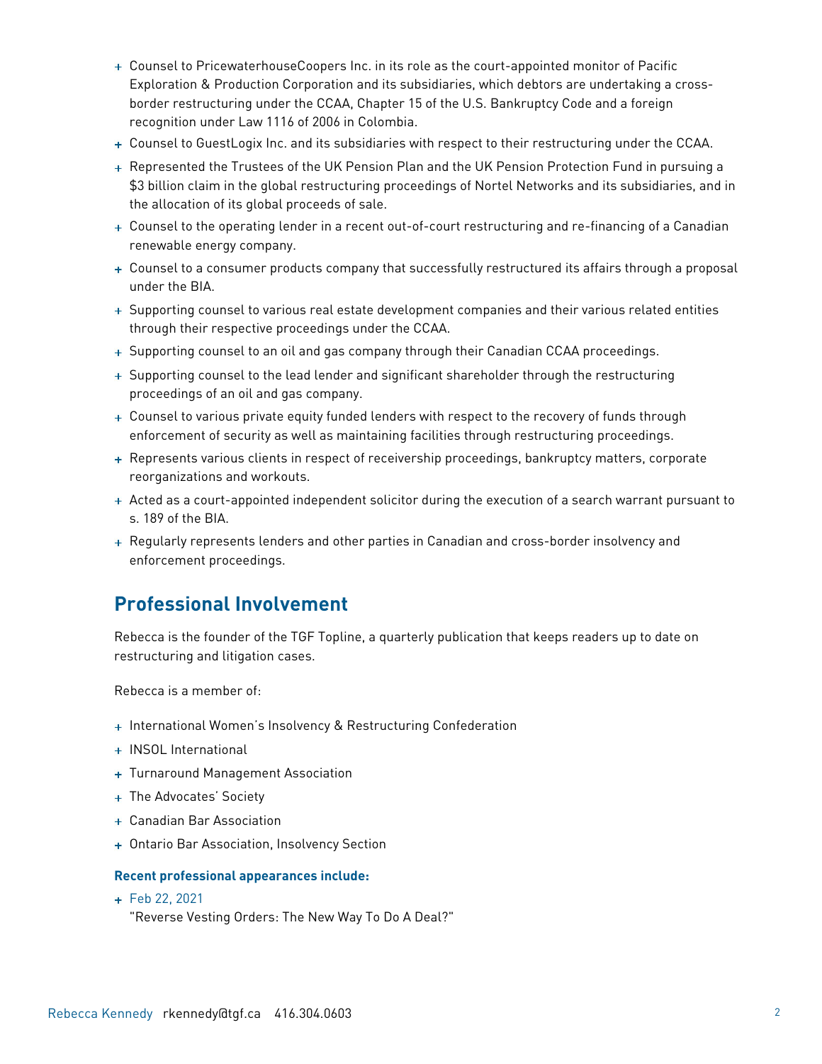- Counsel to PricewaterhouseCoopers Inc. in its role as the court-appointed monitor of Pacific Exploration & Production Corporation and its subsidiaries, which debtors are undertaking a cross-border restructuring under the CCAA, Chapter 15 of the U.S. Bankruptcy Code and a foreign recognition under Law 1116 of 2006 in Colombia.
- Counsel to GuestLogix Inc. and its subsidiaries with respect to their restructuring under the CCAA.
- Represented the Trustees of the UK Pension Plan and the UK Pension Protection Fund in pursuing a $3 billion claim in the global restructuring proceedings of Nortel Networks and its subsidiaries, and in the allocation of its global proceeds of sale.
- Counsel to the operating lender in a recent out-of-court restructuring and re-financing of a Canadian renewable energy company.
- Counsel to a consumer products company that successfully restructured its affairs through a proposal under the BIA.
- Supporting counsel to various real estate development companies and their various related entities through their respective proceedings under the CCAA.
- Supporting counsel to an oil and gas company through their Canadian CCAA proceedings.
- Supporting counsel to the lead lender and significant shareholder through the restructuring proceedings of an oil and gas company.
- Counsel to various private equity funded lenders with respect to the recovery of funds through enforcement of security as well as maintaining facilities through restructuring proceedings.
- Represents various clients in respect of receivership proceedings, bankruptcy matters, corporate reorganizations and workouts.
- Acted as a court-appointed independent solicitor during the execution of a search warrant pursuant to s. 189 of the BIA.
- Regularly represents lenders and other parties in Canadian and cross-border insolvency and enforcement proceedings.

## Professional Involvement

Rebecca is the founder of the TGF Topline, a quarterly publication that keeps readers up to date on restructuring and litigation cases.

Rebecca is a member of:

- International Women's Insolvency & Restructuring Confederation
- INSOL International
- Turnaround Management Association
- The Advocates' Society
- Canadian Bar Association
- Ontario Bar Association, Insolvency Section

**Recent professional appearances include:**

- Feb 22, 2021
  "Reverse Vesting Orders: The New Way To Do A Deal?"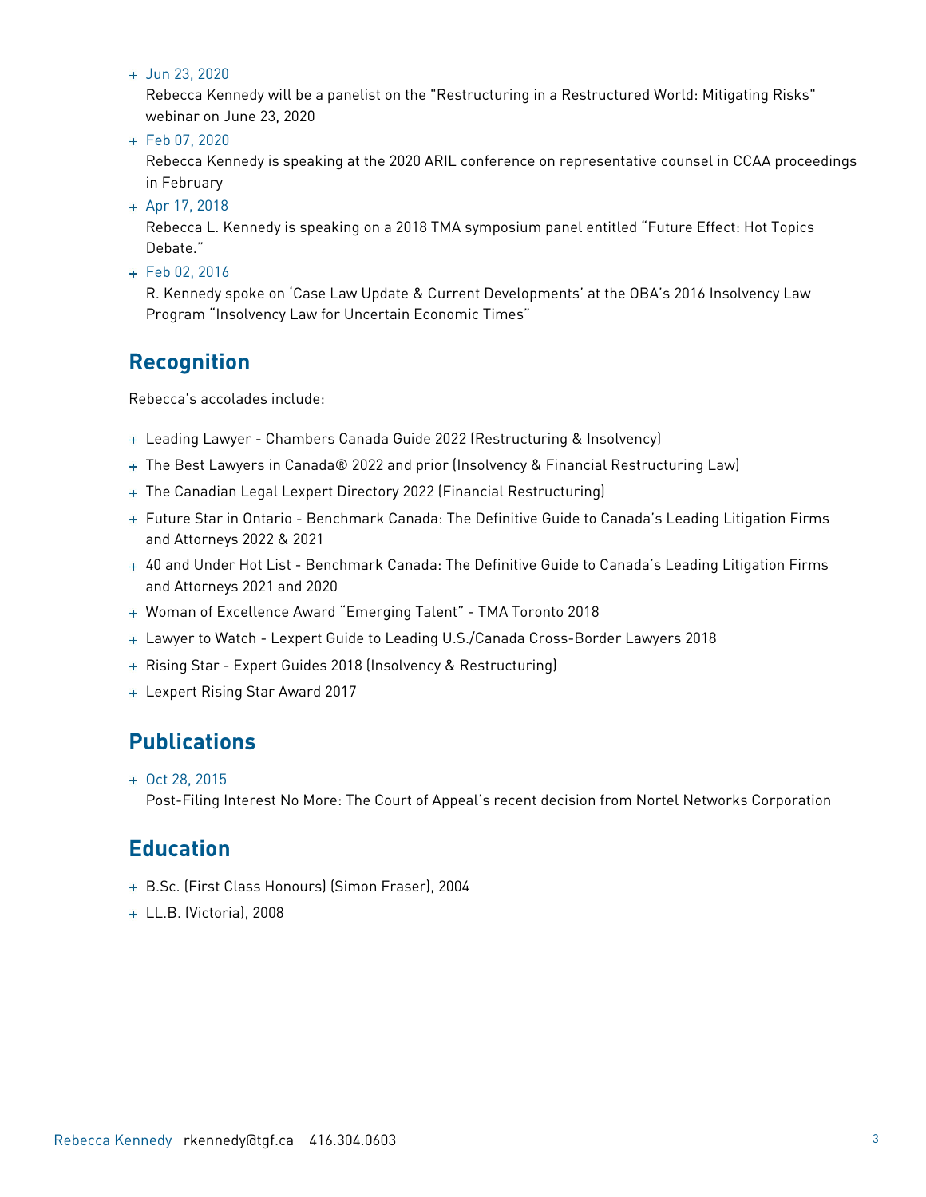- Jun 23, 2020
  Rebecca Kennedy will be a panelist on the "Restructuring in a Restructured World: Mitigating Risks" webinar on June 23, 2020
- Feb 07, 2020
  Rebecca Kennedy is speaking at the 2020 ARIL conference on representative counsel in CCAA proceedings in February
- Apr 17, 2018
  Rebecca L. Kennedy is speaking on a 2018 TMA symposium panel entitled "Future Effect: Hot Topics Debate."
- Feb 02, 2016
  R. Kennedy spoke on 'Case Law Update & Current Developments' at the OBA's 2016 Insolvency Law Program "Insolvency Law for Uncertain Economic Times"

## Recognition

Rebecca's accolades include:

- Leading Lawyer - Chambers Canada Guide 2022 (Restructuring & Insolvency)
- The Best Lawyers in Canada® 2022 and prior (Insolvency & Financial Restructuring Law)
- The Canadian Legal Lexpert Directory 2022 (Financial Restructuring)
- Future Star in Ontario - Benchmark Canada: The Definitive Guide to Canada's Leading Litigation Firms and Attorneys 2022 & 2021
- 40 and Under Hot List - Benchmark Canada: The Definitive Guide to Canada's Leading Litigation Firms and Attorneys 2021 and 2020
- Woman of Excellence Award "Emerging Talent" - TMA Toronto 2018
- Lawyer to Watch - Lexpert Guide to Leading U.S./Canada Cross-Border Lawyers 2018
- Rising Star - Expert Guides 2018 (Insolvency & Restructuring)
- Lexpert Rising Star Award 2017

## Publications

- Oct 28, 2015
  Post-Filing Interest No More: The Court of Appeal's recent decision from Nortel Networks Corporation

## Education

- B.Sc. (First Class Honours) (Simon Fraser), 2004
- LL.B. (Victoria), 2008